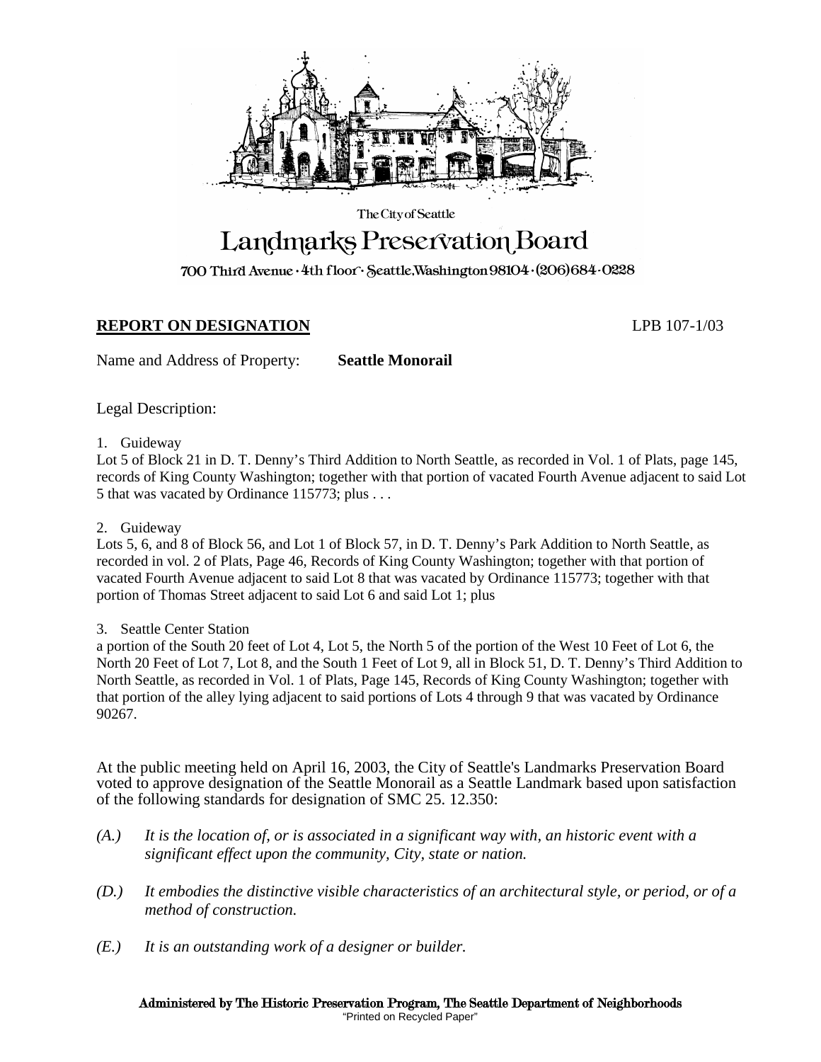The City of Seattle

# Landmarks Preservation Board

700 Third Avenue · 4th floor · Seattle, Washington 98104 · (206) 684-0228

## REPORT ON DESIGNATION

LPB 107-1/03

Name and Address of Property: **Seattle Monorail**

Legal Description:

1. Guideway

Lot 5 of Block 21 in D. T. Denny's Third Addition to North Seattle, as recorded in Vol. 1 of Plats, page 145, records of King County Washington; together with that portion of vacated Fourth Avenue adjacent to said Lot 5 that was vacated by Ordinance 115773; plus . . .

2. Guideway

Lots 5, 6, and 8 of Block 56, and Lot 1 of Block 57, in D. T. Denny's Park Addition to North Seattle, as recorded in vol. 2 of Plats, Page 46, Records of King County Washington; together with that portion of vacated Fourth Avenue adjacent to said Lot 8 that was vacated by Ordinance 115773; together with that portion of Thomas Street adjacent to said Lot 6 and said Lot 1; plus

3. Seattle Center Station

a portion of the South 20 feet of Lot 4, Lot 5, the North 5 of the portion of the West 10 Feet of Lot 6, the North 20 Feet of Lot 7, Lot 8, and the South 1 Feet of Lot 9, all in Block 51, D. T. Denny's Third Addition to North Seattle, as recorded in Vol. 1 of Plats, Page 145, Records of King County Washington; together with that portion of the alley lying adjacent to said portions of Lots 4 through 9 that was vacated by Ordinance 90267.

At the public meeting held on April 16, 2003, the City of Seattle's Landmarks Preservation Board voted to approve designation of the Seattle Monorail as a Seattle Landmark based upon satisfaction of the following standards for designation of SMC 25. 12.350:

*(A.) It is the location of, or is associated in a significant way with, an historic event with a significant effect upon the community, City, state or nation.*

*(D.) It embodies the distinctive visible characteristics of an architectural style, or period, or of a method of construction.*

*(E.) It is an outstanding work of a designer or builder.*

**Administered by The Historic Preservation Program, The Seattle Department of Neighborhoods**
"Printed on Recycled Paper"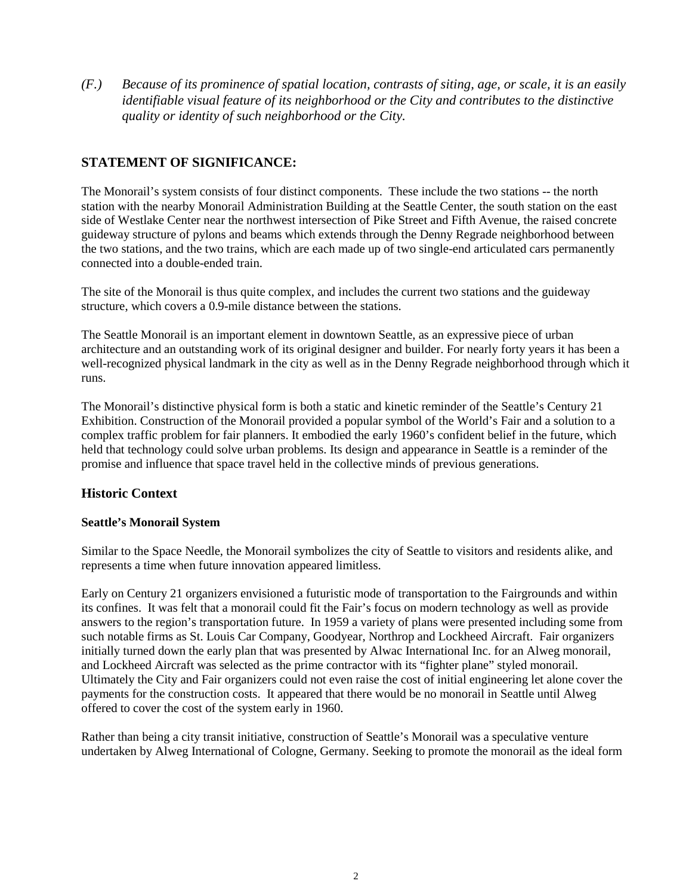*(F.) Because of its prominence of spatial location, contrasts of siting, age, or scale, it is an easily identifiable visual feature of its neighborhood or the City and contributes to the distinctive quality or identity of such neighborhood or the City.*

## STATEMENT OF SIGNIFICANCE:

The Monorail's system consists of four distinct components. These include the two stations -- the north station with the nearby Monorail Administration Building at the Seattle Center, the south station on the east side of Westlake Center near the northwest intersection of Pike Street and Fifth Avenue, the raised concrete guideway structure of pylons and beams which extends through the Denny Regrade neighborhood between the two stations, and the two trains, which are each made up of two single-end articulated cars permanently connected into a double-ended train.

The site of the Monorail is thus quite complex, and includes the current two stations and the guideway structure, which covers a 0.9-mile distance between the stations.

The Seattle Monorail is an important element in downtown Seattle, as an expressive piece of urban architecture and an outstanding work of its original designer and builder. For nearly forty years it has been a well-recognized physical landmark in the city as well as in the Denny Regrade neighborhood through which it runs.

The Monorail's distinctive physical form is both a static and kinetic reminder of the Seattle's Century 21 Exhibition. Construction of the Monorail provided a popular symbol of the World's Fair and a solution to a complex traffic problem for fair planners. It embodied the early 1960's confident belief in the future, which held that technology could solve urban problems. Its design and appearance in Seattle is a reminder of the promise and influence that space travel held in the collective minds of previous generations.

## Historic Context

### Seattle's Monorail System

Similar to the Space Needle, the Monorail symbolizes the city of Seattle to visitors and residents alike, and represents a time when future innovation appeared limitless.

Early on Century 21 organizers envisioned a futuristic mode of transportation to the Fairgrounds and within its confines. It was felt that a monorail could fit the Fair's focus on modern technology as well as provide answers to the region's transportation future. In 1959 a variety of plans were presented including some from such notable firms as St. Louis Car Company, Goodyear, Northrop and Lockheed Aircraft. Fair organizers initially turned down the early plan that was presented by Alwac International Inc. for an Alweg monorail, and Lockheed Aircraft was selected as the prime contractor with its "fighter plane" styled monorail. Ultimately the City and Fair organizers could not even raise the cost of initial engineering let alone cover the payments for the construction costs. It appeared that there would be no monorail in Seattle until Alweg offered to cover the cost of the system early in 1960.

Rather than being a city transit initiative, construction of Seattle's Monorail was a speculative venture undertaken by Alweg International of Cologne, Germany. Seeking to promote the monorail as the ideal form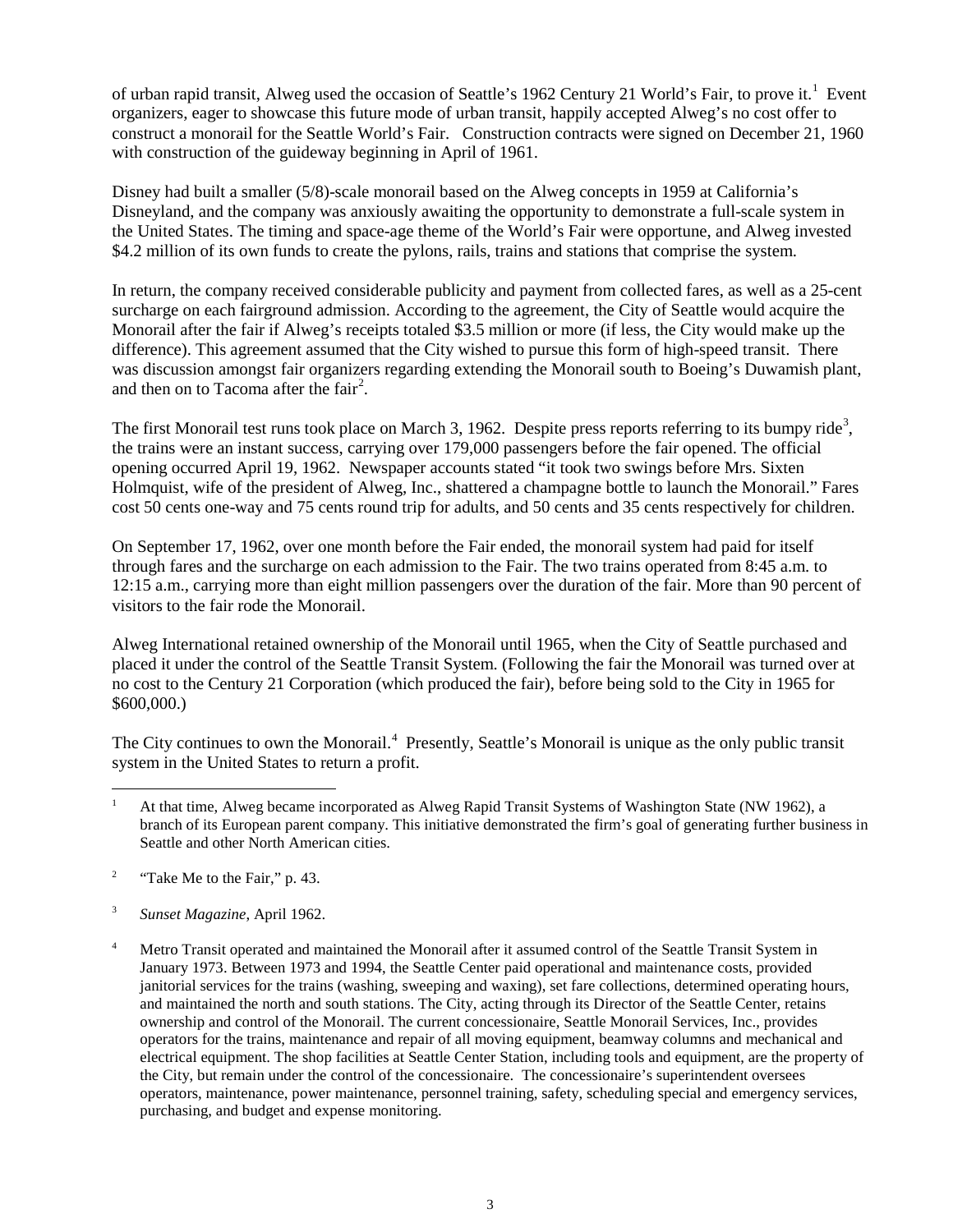of urban rapid transit, Alweg used the occasion of Seattle's 1962 Century 21 World's Fair, to prove it.[1] Event organizers, eager to showcase this future mode of urban transit, happily accepted Alweg's no cost offer to construct a monorail for the Seattle World's Fair. Construction contracts were signed on December 21, 1960 with construction of the guideway beginning in April of 1961.

Disney had built a smaller (5/8)-scale monorail based on the Alweg concepts in 1959 at California's Disneyland, and the company was anxiously awaiting the opportunity to demonstrate a full-scale system in the United States. The timing and space-age theme of the World's Fair were opportune, and Alweg invested $4.2 million of its own funds to create the pylons, rails, trains and stations that comprise the system.

In return, the company received considerable publicity and payment from collected fares, as well as a 25-cent surcharge on each fairground admission. According to the agreement, the City of Seattle would acquire the Monorail after the fair if Alweg's receipts totaled $3.5 million or more (if less, the City would make up the difference). This agreement assumed that the City wished to pursue this form of high-speed transit. There was discussion amongst fair organizers regarding extending the Monorail south to Boeing's Duwamish plant, and then on to Tacoma after the fair[2].

The first Monorail test runs took place on March 3, 1962. Despite press reports referring to its bumpy ride[3], the trains were an instant success, carrying over 179,000 passengers before the fair opened. The official opening occurred April 19, 1962. Newspaper accounts stated "it took two swings before Mrs. Sixten Holmquist, wife of the president of Alweg, Inc., shattered a champagne bottle to launch the Monorail." Fares cost 50 cents one-way and 75 cents round trip for adults, and 50 cents and 35 cents respectively for children.

On September 17, 1962, over one month before the Fair ended, the monorail system had paid for itself through fares and the surcharge on each admission to the Fair. The two trains operated from 8:45 a.m. to 12:15 a.m., carrying more than eight million passengers over the duration of the fair. More than 90 percent of visitors to the fair rode the Monorail.

Alweg International retained ownership of the Monorail until 1965, when the City of Seattle purchased and placed it under the control of the Seattle Transit System. (Following the fair the Monorail was turned over at no cost to the Century 21 Corporation (which produced the fair), before being sold to the City in 1965 for $600,000.)

The City continues to own the Monorail.[4] Presently, Seattle's Monorail is unique as the only public transit system in the United States to return a profit.

---

[1] At that time, Alweg became incorporated as Alweg Rapid Transit Systems of Washington State (NW 1962), a branch of its European parent company. This initiative demonstrated the firm's goal of generating further business in Seattle and other North American cities.

[2] "Take Me to the Fair," p. 43.

[3] *Sunset Magazine*, April 1962.

[4] Metro Transit operated and maintained the Monorail after it assumed control of the Seattle Transit System in January 1973. Between 1973 and 1994, the Seattle Center paid operational and maintenance costs, provided janitorial services for the trains (washing, sweeping and waxing), set fare collections, determined operating hours, and maintained the north and south stations. The City, acting through its Director of the Seattle Center, retains ownership and control of the Monorail. The current concessionaire, Seattle Monorail Services, Inc., provides operators for the trains, maintenance and repair of all moving equipment, beamway columns and mechanical and electrical equipment. The shop facilities at Seattle Center Station, including tools and equipment, are the property of the City, but remain under the control of the concessionaire. The concessionaire's superintendent oversees operators, maintenance, power maintenance, personnel training, safety, scheduling special and emergency services, purchasing, and budget and expense monitoring.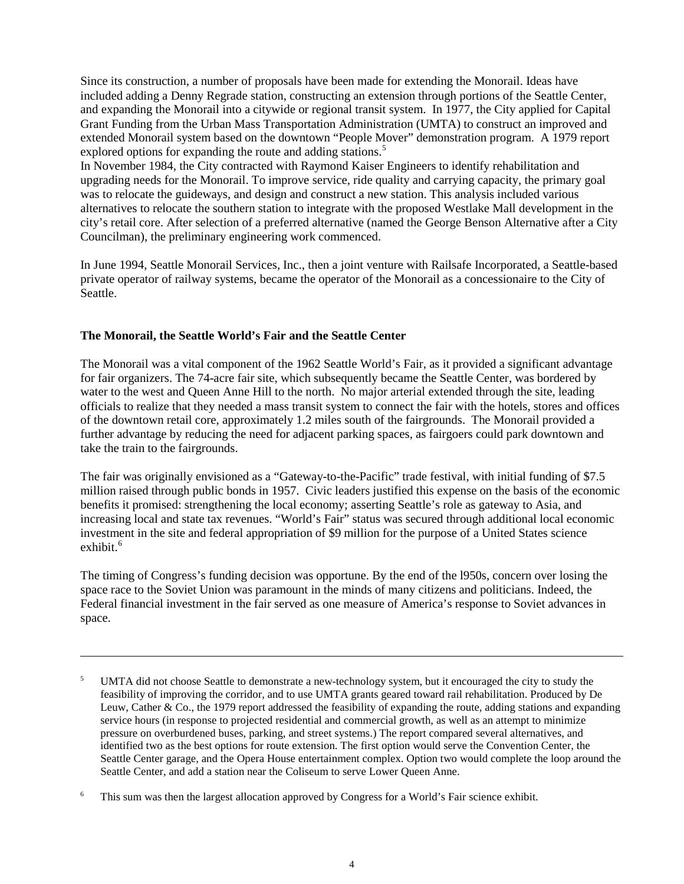Since its construction, a number of proposals have been made for extending the Monorail. Ideas have included adding a Denny Regrade station, constructing an extension through portions of the Seattle Center, and expanding the Monorail into a citywide or regional transit system. In 1977, the City applied for Capital Grant Funding from the Urban Mass Transportation Administration (UMTA) to construct an improved and extended Monorail system based on the downtown "People Mover" demonstration program. A 1979 report explored options for expanding the route and adding stations.[5]

In November 1984, the City contracted with Raymond Kaiser Engineers to identify rehabilitation and upgrading needs for the Monorail. To improve service, ride quality and carrying capacity, the primary goal was to relocate the guideways, and design and construct a new station. This analysis included various alternatives to relocate the southern station to integrate with the proposed Westlake Mall development in the city's retail core. After selection of a preferred alternative (named the George Benson Alternative after a City Councilman), the preliminary engineering work commenced.

In June 1994, Seattle Monorail Services, Inc., then a joint venture with Railsafe Incorporated, a Seattle-based private operator of railway systems, became the operator of the Monorail as a concessionaire to the City of Seattle.

### The Monorail, the Seattle World's Fair and the Seattle Center

The Monorail was a vital component of the 1962 Seattle World's Fair, as it provided a significant advantage for fair organizers. The 74-acre fair site, which subsequently became the Seattle Center, was bordered by water to the west and Queen Anne Hill to the north. No major arterial extended through the site, leading officials to realize that they needed a mass transit system to connect the fair with the hotels, stores and offices of the downtown retail core, approximately 1.2 miles south of the fairgrounds. The Monorail provided a further advantage by reducing the need for adjacent parking spaces, as fairgoers could park downtown and take the train to the fairgrounds.

The fair was originally envisioned as a "Gateway-to-the-Pacific" trade festival, with initial funding of $7.5 million raised through public bonds in 1957. Civic leaders justified this expense on the basis of the economic benefits it promised: strengthening the local economy; asserting Seattle's role as gateway to Asia, and increasing local and state tax revenues. "World's Fair" status was secured through additional local economic investment in the site and federal appropriation of $9 million for the purpose of a United States science exhibit.[6]

The timing of Congress's funding decision was opportune. By the end of the l950s, concern over losing the space race to the Soviet Union was paramount in the minds of many citizens and politicians. Indeed, the Federal financial investment in the fair served as one measure of America's response to Soviet advances in space.

---

[5] UMTA did not choose Seattle to demonstrate a new-technology system, but it encouraged the city to study the feasibility of improving the corridor, and to use UMTA grants geared toward rail rehabilitation. Produced by De Leuw, Cather & Co., the 1979 report addressed the feasibility of expanding the route, adding stations and expanding service hours (in response to projected residential and commercial growth, as well as an attempt to minimize pressure on overburdened buses, parking, and street systems.) The report compared several alternatives, and identified two as the best options for route extension. The first option would serve the Convention Center, the Seattle Center garage, and the Opera House entertainment complex. Option two would complete the loop around the Seattle Center, and add a station near the Coliseum to serve Lower Queen Anne.

[6] This sum was then the largest allocation approved by Congress for a World's Fair science exhibit.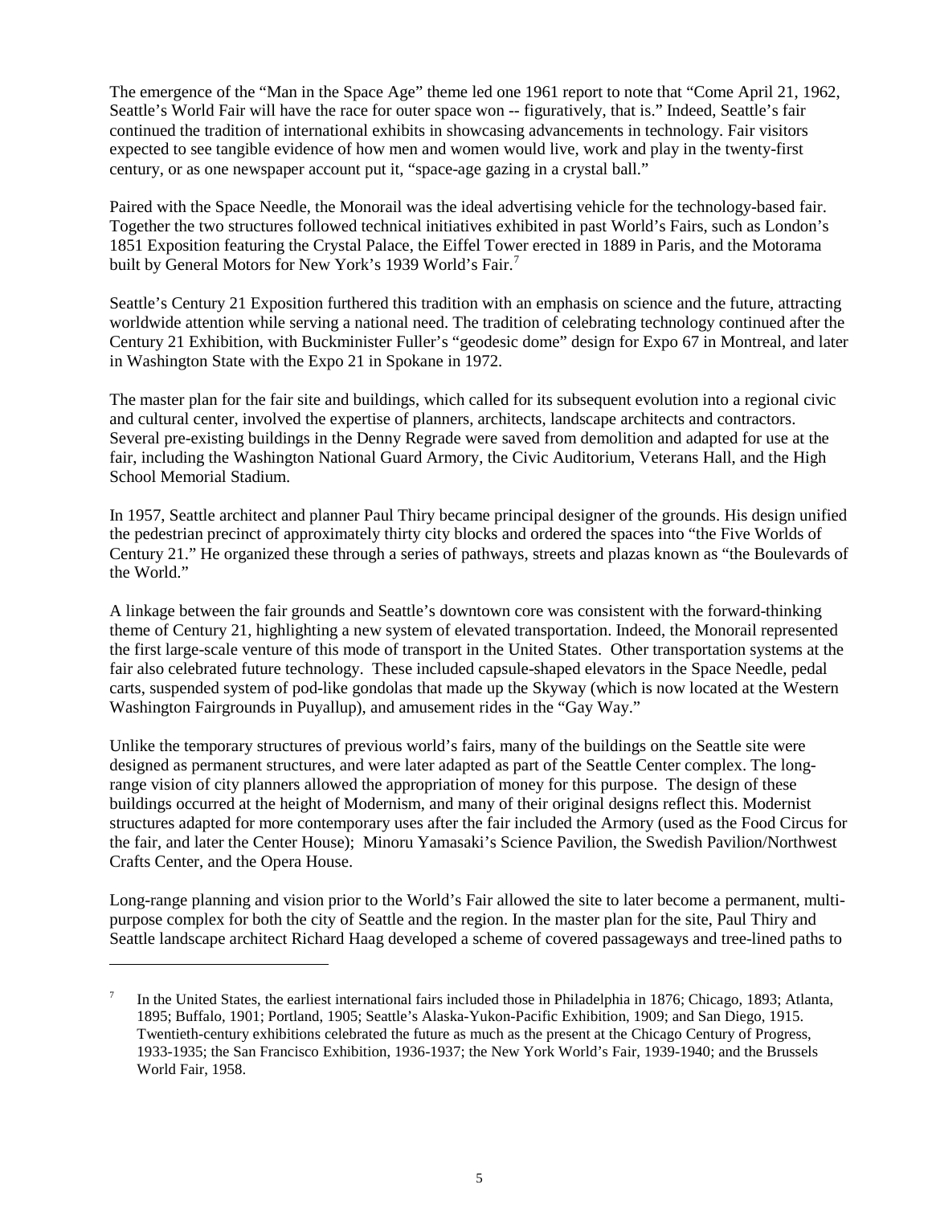The emergence of the "Man in the Space Age" theme led one 1961 report to note that "Come April 21, 1962, Seattle's World Fair will have the race for outer space won -- figuratively, that is." Indeed, Seattle's fair continued the tradition of international exhibits in showcasing advancements in technology. Fair visitors expected to see tangible evidence of how men and women would live, work and play in the twenty-first century, or as one newspaper account put it, "space-age gazing in a crystal ball."

Paired with the Space Needle, the Monorail was the ideal advertising vehicle for the technology-based fair. Together the two structures followed technical initiatives exhibited in past World's Fairs, such as London's 1851 Exposition featuring the Crystal Palace, the Eiffel Tower erected in 1889 in Paris, and the Motorama built by General Motors for New York's 1939 World's Fair.[7]

Seattle's Century 21 Exposition furthered this tradition with an emphasis on science and the future, attracting worldwide attention while serving a national need. The tradition of celebrating technology continued after the Century 21 Exhibition, with Buckminister Fuller's "geodesic dome" design for Expo 67 in Montreal, and later in Washington State with the Expo 21 in Spokane in 1972.

The master plan for the fair site and buildings, which called for its subsequent evolution into a regional civic and cultural center, involved the expertise of planners, architects, landscape architects and contractors. Several pre-existing buildings in the Denny Regrade were saved from demolition and adapted for use at the fair, including the Washington National Guard Armory, the Civic Auditorium, Veterans Hall, and the High School Memorial Stadium.

In 1957, Seattle architect and planner Paul Thiry became principal designer of the grounds. His design unified the pedestrian precinct of approximately thirty city blocks and ordered the spaces into "the Five Worlds of Century 21." He organized these through a series of pathways, streets and plazas known as "the Boulevards of the World."

A linkage between the fair grounds and Seattle's downtown core was consistent with the forward-thinking theme of Century 21, highlighting a new system of elevated transportation. Indeed, the Monorail represented the first large-scale venture of this mode of transport in the United States. Other transportation systems at the fair also celebrated future technology. These included capsule-shaped elevators in the Space Needle, pedal carts, suspended system of pod-like gondolas that made up the Skyway (which is now located at the Western Washington Fairgrounds in Puyallup), and amusement rides in the "Gay Way."

Unlike the temporary structures of previous world's fairs, many of the buildings on the Seattle site were designed as permanent structures, and were later adapted as part of the Seattle Center complex. The long-range vision of city planners allowed the appropriation of money for this purpose. The design of these buildings occurred at the height of Modernism, and many of their original designs reflect this. Modernist structures adapted for more contemporary uses after the fair included the Armory (used as the Food Circus for the fair, and later the Center House); Minoru Yamasaki's Science Pavilion, the Swedish Pavilion/Northwest Crafts Center, and the Opera House.

Long-range planning and vision prior to the World's Fair allowed the site to later become a permanent, multi-purpose complex for both the city of Seattle and the region. In the master plan for the site, Paul Thiry and Seattle landscape architect Richard Haag developed a scheme of covered passageways and tree-lined paths to

---

[7] In the United States, the earliest international fairs included those in Philadelphia in 1876; Chicago, 1893; Atlanta, 1895; Buffalo, 1901; Portland, 1905; Seattle's Alaska-Yukon-Pacific Exhibition, 1909; and San Diego, 1915. Twentieth-century exhibitions celebrated the future as much as the present at the Chicago Century of Progress, 1933-1935; the San Francisco Exhibition, 1936-1937; the New York World's Fair, 1939-1940; and the Brussels World Fair, 1958.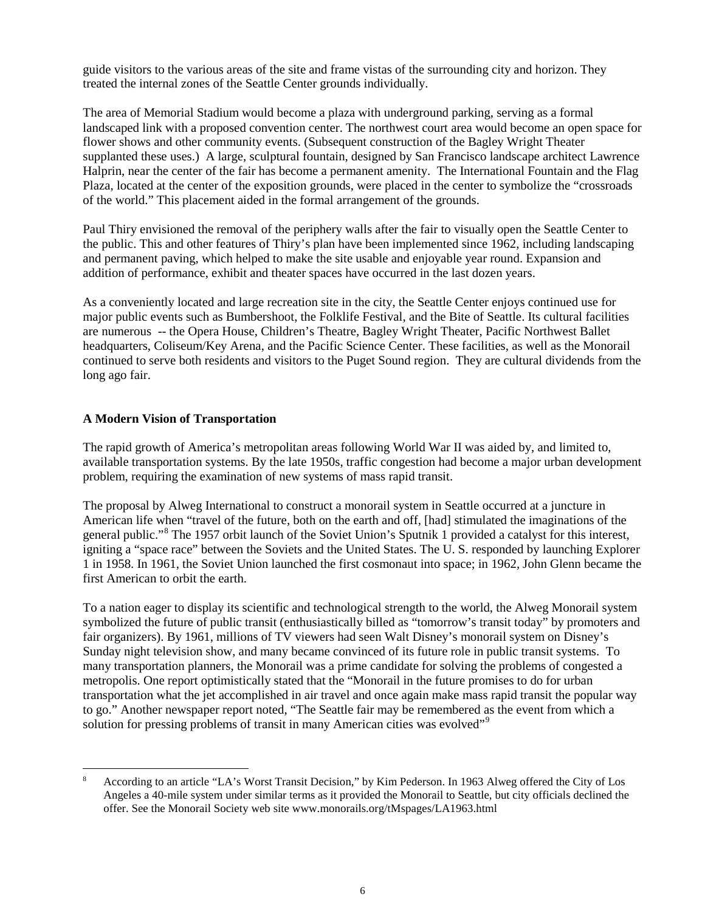guide visitors to the various areas of the site and frame vistas of the surrounding city and horizon. They treated the internal zones of the Seattle Center grounds individually.

The area of Memorial Stadium would become a plaza with underground parking, serving as a formal landscaped link with a proposed convention center. The northwest court area would become an open space for flower shows and other community events. (Subsequent construction of the Bagley Wright Theater supplanted these uses.) A large, sculptural fountain, designed by San Francisco landscape architect Lawrence Halprin, near the center of the fair has become a permanent amenity. The International Fountain and the Flag Plaza, located at the center of the exposition grounds, were placed in the center to symbolize the "crossroads of the world." This placement aided in the formal arrangement of the grounds.

Paul Thiry envisioned the removal of the periphery walls after the fair to visually open the Seattle Center to the public. This and other features of Thiry's plan have been implemented since 1962, including landscaping and permanent paving, which helped to make the site usable and enjoyable year round. Expansion and addition of performance, exhibit and theater spaces have occurred in the last dozen years.

As a conveniently located and large recreation site in the city, the Seattle Center enjoys continued use for major public events such as Bumbershoot, the Folklife Festival, and the Bite of Seattle. Its cultural facilities are numerous -- the Opera House, Children's Theatre, Bagley Wright Theater, Pacific Northwest Ballet headquarters, Coliseum/Key Arena, and the Pacific Science Center. These facilities, as well as the Monorail continued to serve both residents and visitors to the Puget Sound region. They are cultural dividends from the long ago fair.

## A Modern Vision of Transportation

The rapid growth of America's metropolitan areas following World War II was aided by, and limited to, available transportation systems. By the late 1950s, traffic congestion had become a major urban development problem, requiring the examination of new systems of mass rapid transit.

The proposal by Alweg International to construct a monorail system in Seattle occurred at a juncture in American life when "travel of the future, both on the earth and off, [had] stimulated the imaginations of the general public."[8] The 1957 orbit launch of the Soviet Union's Sputnik 1 provided a catalyst for this interest, igniting a "space race" between the Soviets and the United States. The U. S. responded by launching Explorer 1 in 1958. In 1961, the Soviet Union launched the first cosmonaut into space; in 1962, John Glenn became the first American to orbit the earth.

To a nation eager to display its scientific and technological strength to the world, the Alweg Monorail system symbolized the future of public transit (enthusiastically billed as "tomorrow's transit today" by promoters and fair organizers). By 1961, millions of TV viewers had seen Walt Disney's monorail system on Disney's Sunday night television show, and many became convinced of its future role in public transit systems. To many transportation planners, the Monorail was a prime candidate for solving the problems of congested a metropolis. One report optimistically stated that the "Monorail in the future promises to do for urban transportation what the jet accomplished in air travel and once again make mass rapid transit the popular way to go." Another newspaper report noted, "The Seattle fair may be remembered as the event from which a solution for pressing problems of transit in many American cities was evolved"[9]

---

[8] According to an article "LA's Worst Transit Decision," by Kim Pederson. In 1963 Alweg offered the City of Los Angeles a 40-mile system under similar terms as it provided the Monorail to Seattle, but city officials declined the offer. See the Monorail Society web site www.monorails.org/tMspages/LA1963.html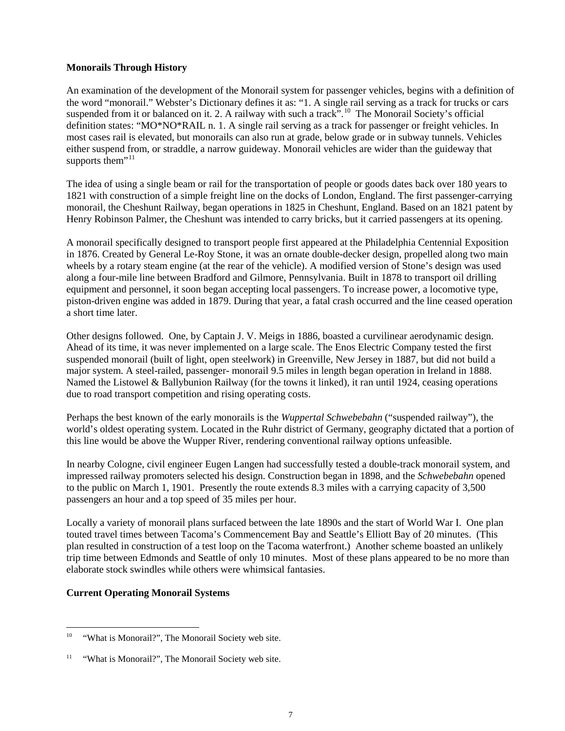**Monorails Through History**

An examination of the development of the Monorail system for passenger vehicles, begins with a definition of the word "monorail." Webster's Dictionary defines it as: "1. A single rail serving as a track for trucks or cars suspended from it or balanced on it. 2. A railway with such a track".[10] The Monorail Society's official definition states: "MO*NO*RAIL n. 1. A single rail serving as a track for passenger or freight vehicles. In most cases rail is elevated, but monorails can also run at grade, below grade or in subway tunnels. Vehicles either suspend from, or straddle, a narrow guideway. Monorail vehicles are wider than the guideway that supports them"[11]

The idea of using a single beam or rail for the transportation of people or goods dates back over 180 years to 1821 with construction of a simple freight line on the docks of London, England. The first passenger-carrying monorail, the Cheshunt Railway, began operations in 1825 in Cheshunt, England. Based on an 1821 patent by Henry Robinson Palmer, the Cheshunt was intended to carry bricks, but it carried passengers at its opening.

A monorail specifically designed to transport people first appeared at the Philadelphia Centennial Exposition in 1876. Created by General Le-Roy Stone, it was an ornate double-decker design, propelled along two main wheels by a rotary steam engine (at the rear of the vehicle). A modified version of Stone's design was used along a four-mile line between Bradford and Gilmore, Pennsylvania. Built in 1878 to transport oil drilling equipment and personnel, it soon began accepting local passengers. To increase power, a locomotive type, piston-driven engine was added in 1879. During that year, a fatal crash occurred and the line ceased operation a short time later.

Other designs followed. One, by Captain J. V. Meigs in 1886, boasted a curvilinear aerodynamic design. Ahead of its time, it was never implemented on a large scale. The Enos Electric Company tested the first suspended monorail (built of light, open steelwork) in Greenville, New Jersey in 1887, but did not build a major system. A steel-railed, passenger- monorail 9.5 miles in length began operation in Ireland in 1888. Named the Listowel & Ballybunion Railway (for the towns it linked), it ran until 1924, ceasing operations due to road transport competition and rising operating costs.

Perhaps the best known of the early monorails is the *Wuppertal Schwebebahn* ("suspended railway"), the world's oldest operating system. Located in the Ruhr district of Germany, geography dictated that a portion of this line would be above the Wupper River, rendering conventional railway options unfeasible.

In nearby Cologne, civil engineer Eugen Langen had successfully tested a double-track monorail system, and impressed railway promoters selected his design. Construction began in 1898, and the *Schwebebahn* opened to the public on March 1, 1901. Presently the route extends 8.3 miles with a carrying capacity of 3,500 passengers an hour and a top speed of 35 miles per hour.

Locally a variety of monorail plans surfaced between the late 1890s and the start of World War I. One plan touted travel times between Tacoma's Commencement Bay and Seattle's Elliott Bay of 20 minutes. (This plan resulted in construction of a test loop on the Tacoma waterfront.) Another scheme boasted an unlikely trip time between Edmonds and Seattle of only 10 minutes. Most of these plans appeared to be no more than elaborate stock swindles while others were whimsical fantasies.

**Current Operating Monorail Systems**

[10] "What is Monorail?", The Monorail Society web site.

[11] "What is Monorail?", The Monorail Society web site.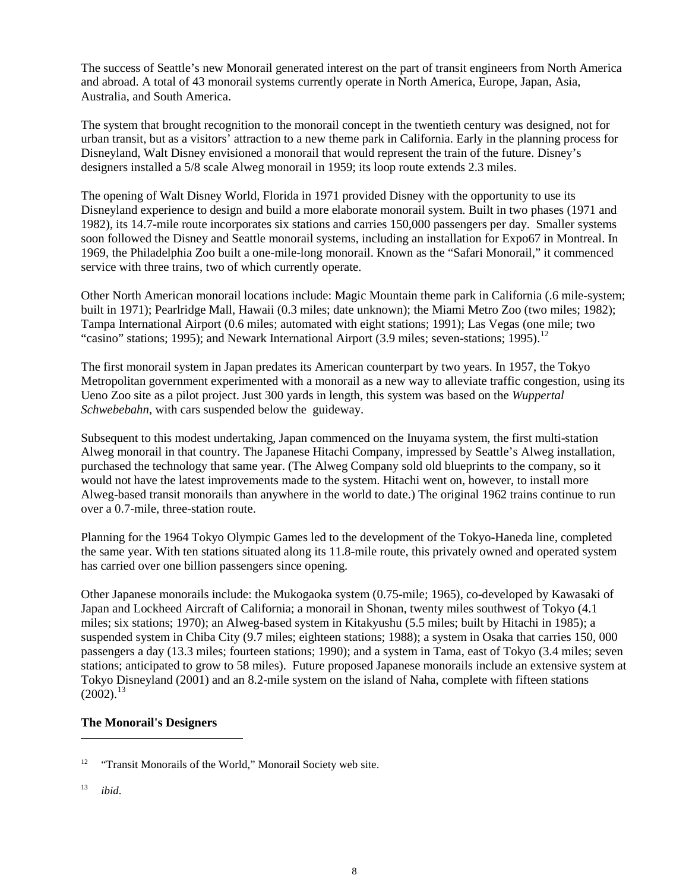The success of Seattle's new Monorail generated interest on the part of transit engineers from North America and abroad. A total of 43 monorail systems currently operate in North America, Europe, Japan, Asia, Australia, and South America.

The system that brought recognition to the monorail concept in the twentieth century was designed, not for urban transit, but as a visitors' attraction to a new theme park in California. Early in the planning process for Disneyland, Walt Disney envisioned a monorail that would represent the train of the future. Disney's designers installed a 5/8 scale Alweg monorail in 1959; its loop route extends 2.3 miles.

The opening of Walt Disney World, Florida in 1971 provided Disney with the opportunity to use its Disneyland experience to design and build a more elaborate monorail system. Built in two phases (1971 and 1982), its 14.7-mile route incorporates six stations and carries 150,000 passengers per day. Smaller systems soon followed the Disney and Seattle monorail systems, including an installation for Expo67 in Montreal. In 1969, the Philadelphia Zoo built a one-mile-long monorail. Known as the "Safari Monorail," it commenced service with three trains, two of which currently operate.

Other North American monorail locations include: Magic Mountain theme park in California (.6 mile-system; built in 1971); Pearlridge Mall, Hawaii (0.3 miles; date unknown); the Miami Metro Zoo (two miles; 1982); Tampa International Airport (0.6 miles; automated with eight stations; 1991); Las Vegas (one mile; two "casino" stations; 1995); and Newark International Airport (3.9 miles; seven-stations; 1995).[12]

The first monorail system in Japan predates its American counterpart by two years. In 1957, the Tokyo Metropolitan government experimented with a monorail as a new way to alleviate traffic congestion, using its Ueno Zoo site as a pilot project. Just 300 yards in length, this system was based on the *Wuppertal Schwebebahn*, with cars suspended below the guideway.

Subsequent to this modest undertaking, Japan commenced on the Inuyama system, the first multi-station Alweg monorail in that country. The Japanese Hitachi Company, impressed by Seattle's Alweg installation, purchased the technology that same year. (The Alweg Company sold old blueprints to the company, so it would not have the latest improvements made to the system. Hitachi went on, however, to install more Alweg-based transit monorails than anywhere in the world to date.) The original 1962 trains continue to run over a 0.7-mile, three-station route.

Planning for the 1964 Tokyo Olympic Games led to the development of the Tokyo-Haneda line, completed the same year. With ten stations situated along its 11.8-mile route, this privately owned and operated system has carried over one billion passengers since opening.

Other Japanese monorails include: the Mukogaoka system (0.75-mile; 1965), co-developed by Kawasaki of Japan and Lockheed Aircraft of California; a monorail in Shonan, twenty miles southwest of Tokyo (4.1 miles; six stations; 1970); an Alweg-based system in Kitakyushu (5.5 miles; built by Hitachi in 1985); a suspended system in Chiba City (9.7 miles; eighteen stations; 1988); a system in Osaka that carries 150, 000 passengers a day (13.3 miles; fourteen stations; 1990); and a system in Tama, east of Tokyo (3.4 miles; seven stations; anticipated to grow to 58 miles). Future proposed Japanese monorails include an extensive system at Tokyo Disneyland (2001) and an 8.2-mile system on the island of Naha, complete with fifteen stations (2002).[13]

**The Monorail's Designers**

---

[12] "Transit Monorails of the World," Monorail Society web site.

[13] *ibid*.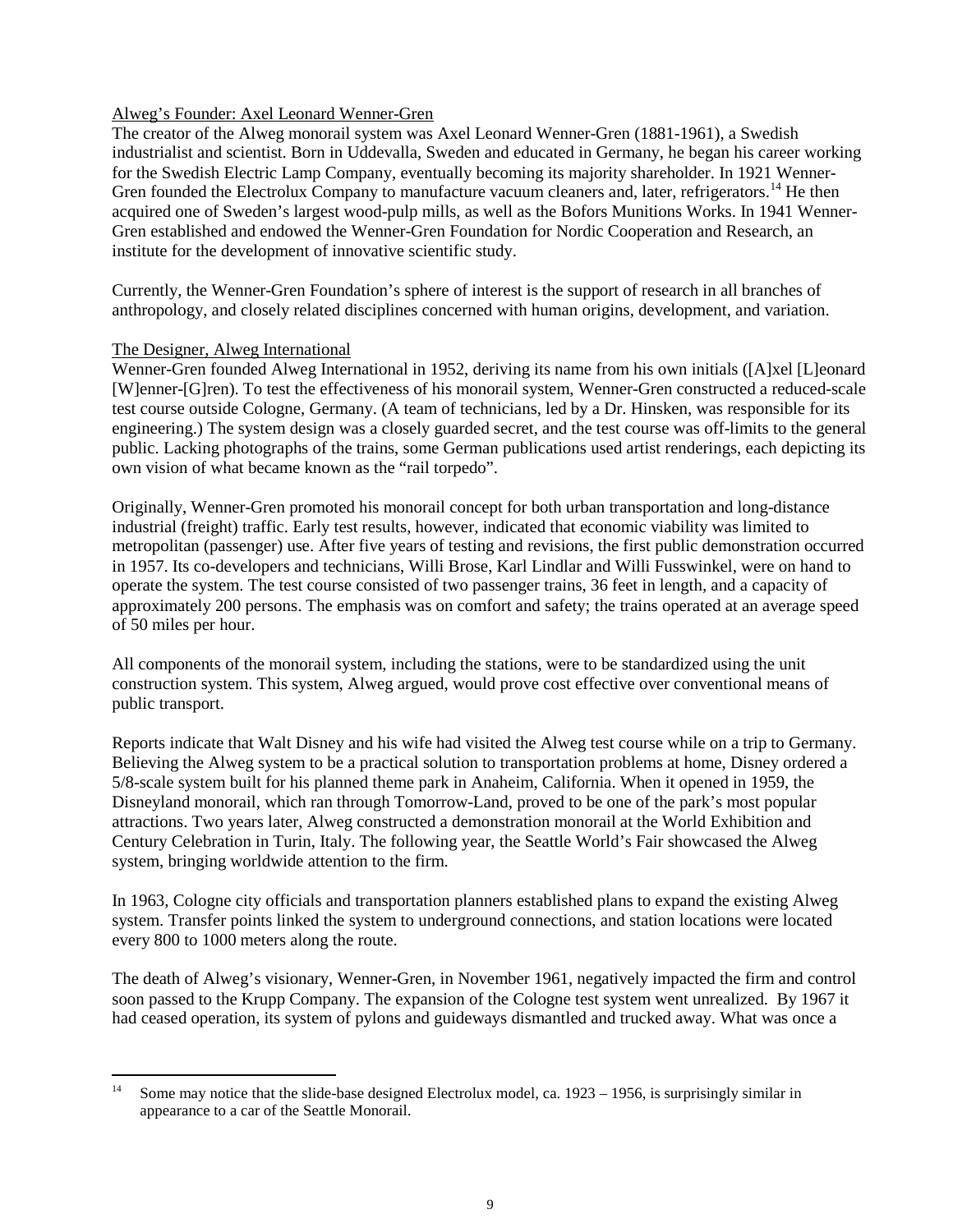## Alweg's Founder: Axel Leonard Wenner-Gren

The creator of the Alweg monorail system was Axel Leonard Wenner-Gren (1881-1961), a Swedish industrialist and scientist. Born in Uddevalla, Sweden and educated in Germany, he began his career working for the Swedish Electric Lamp Company, eventually becoming its majority shareholder. In 1921 Wenner-Gren founded the Electrolux Company to manufacture vacuum cleaners and, later, refrigerators.[14] He then acquired one of Sweden's largest wood-pulp mills, as well as the Bofors Munitions Works. In 1941 Wenner-Gren established and endowed the Wenner-Gren Foundation for Nordic Cooperation and Research, an institute for the development of innovative scientific study.

Currently, the Wenner-Gren Foundation's sphere of interest is the support of research in all branches of anthropology, and closely related disciplines concerned with human origins, development, and variation.

## The Designer, Alweg International

Wenner-Gren founded Alweg International in 1952, deriving its name from his own initials ([A]xel [L]eonard [W]enner-[G]ren). To test the effectiveness of his monorail system, Wenner-Gren constructed a reduced-scale test course outside Cologne, Germany. (A team of technicians, led by a Dr. Hinsken, was responsible for its engineering.) The system design was a closely guarded secret, and the test course was off-limits to the general public. Lacking photographs of the trains, some German publications used artist renderings, each depicting its own vision of what became known as the "rail torpedo".

Originally, Wenner-Gren promoted his monorail concept for both urban transportation and long-distance industrial (freight) traffic. Early test results, however, indicated that economic viability was limited to metropolitan (passenger) use. After five years of testing and revisions, the first public demonstration occurred in 1957. Its co-developers and technicians, Willi Brose, Karl Lindlar and Willi Fusswinkel, were on hand to operate the system. The test course consisted of two passenger trains, 36 feet in length, and a capacity of approximately 200 persons. The emphasis was on comfort and safety; the trains operated at an average speed of 50 miles per hour.

All components of the monorail system, including the stations, were to be standardized using the unit construction system. This system, Alweg argued, would prove cost effective over conventional means of public transport.

Reports indicate that Walt Disney and his wife had visited the Alweg test course while on a trip to Germany. Believing the Alweg system to be a practical solution to transportation problems at home, Disney ordered a 5/8-scale system built for his planned theme park in Anaheim, California. When it opened in 1959, the Disneyland monorail, which ran through Tomorrow-Land, proved to be one of the park's most popular attractions. Two years later, Alweg constructed a demonstration monorail at the World Exhibition and Century Celebration in Turin, Italy. The following year, the Seattle World's Fair showcased the Alweg system, bringing worldwide attention to the firm.

In 1963, Cologne city officials and transportation planners established plans to expand the existing Alweg system. Transfer points linked the system to underground connections, and station locations were located every 800 to 1000 meters along the route.

The death of Alweg's visionary, Wenner-Gren, in November 1961, negatively impacted the firm and control soon passed to the Krupp Company. The expansion of the Cologne test system went unrealized. By 1967 it had ceased operation, its system of pylons and guideways dismantled and trucked away. What was once a

---

[14] Some may notice that the slide-base designed Electrolux model, ca. 1923 – 1956, is surprisingly similar in appearance to a car of the Seattle Monorail.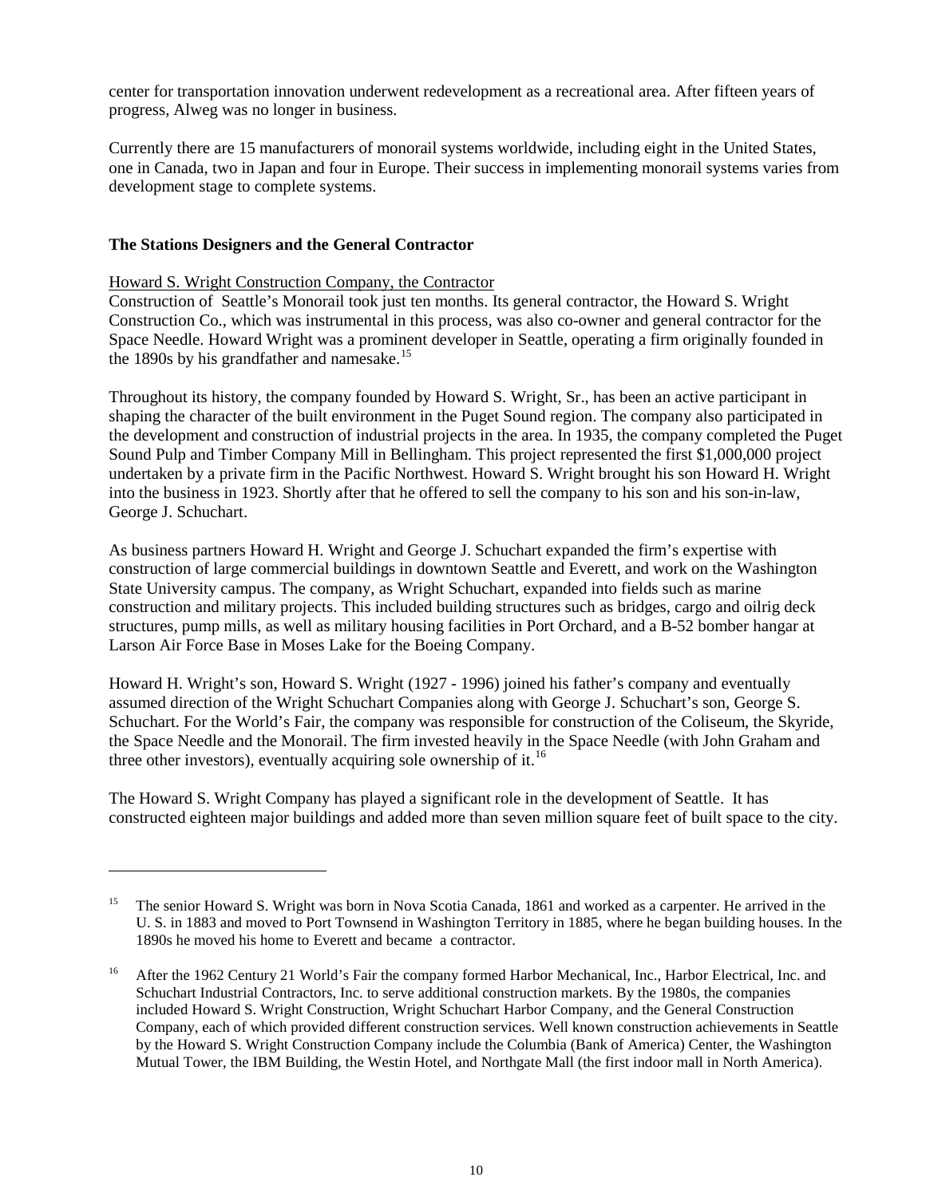center for transportation innovation underwent redevelopment as a recreational area. After fifteen years of progress, Alweg was no longer in business.

Currently there are 15 manufacturers of monorail systems worldwide, including eight in the United States, one in Canada, two in Japan and four in Europe. Their success in implementing monorail systems varies from development stage to complete systems.

## The Stations Designers and the General Contractor

### Howard S. Wright Construction Company, the Contractor

Construction of Seattle's Monorail took just ten months. Its general contractor, the Howard S. Wright Construction Co., which was instrumental in this process, was also co-owner and general contractor for the Space Needle. Howard Wright was a prominent developer in Seattle, operating a firm originally founded in the 1890s by his grandfather and namesake.[15]

Throughout its history, the company founded by Howard S. Wright, Sr., has been an active participant in shaping the character of the built environment in the Puget Sound region. The company also participated in the development and construction of industrial projects in the area. In 1935, the company completed the Puget Sound Pulp and Timber Company Mill in Bellingham. This project represented the first $1,000,000 project undertaken by a private firm in the Pacific Northwest. Howard S. Wright brought his son Howard H. Wright into the business in 1923. Shortly after that he offered to sell the company to his son and his son-in-law, George J. Schuchart.

As business partners Howard H. Wright and George J. Schuchart expanded the firm's expertise with construction of large commercial buildings in downtown Seattle and Everett, and work on the Washington State University campus. The company, as Wright Schuchart, expanded into fields such as marine construction and military projects. This included building structures such as bridges, cargo and oilrig deck structures, pump mills, as well as military housing facilities in Port Orchard, and a B-52 bomber hangar at Larson Air Force Base in Moses Lake for the Boeing Company.

Howard H. Wright's son, Howard S. Wright (1927 - 1996) joined his father's company and eventually assumed direction of the Wright Schuchart Companies along with George J. Schuchart's son, George S. Schuchart. For the World's Fair, the company was responsible for construction of the Coliseum, the Skyride, the Space Needle and the Monorail. The firm invested heavily in the Space Needle (with John Graham and three other investors), eventually acquiring sole ownership of it.[16]

The Howard S. Wright Company has played a significant role in the development of Seattle. It has constructed eighteen major buildings and added more than seven million square feet of built space to the city.

---

[15] The senior Howard S. Wright was born in Nova Scotia Canada, 1861 and worked as a carpenter. He arrived in the U. S. in 1883 and moved to Port Townsend in Washington Territory in 1885, where he began building houses. In the 1890s he moved his home to Everett and became a contractor.

[16] After the 1962 Century 21 World's Fair the company formed Harbor Mechanical, Inc., Harbor Electrical, Inc. and Schuchart Industrial Contractors, Inc. to serve additional construction markets. By the 1980s, the companies included Howard S. Wright Construction, Wright Schuchart Harbor Company, and the General Construction Company, each of which provided different construction services. Well known construction achievements in Seattle by the Howard S. Wright Construction Company include the Columbia (Bank of America) Center, the Washington Mutual Tower, the IBM Building, the Westin Hotel, and Northgate Mall (the first indoor mall in North America).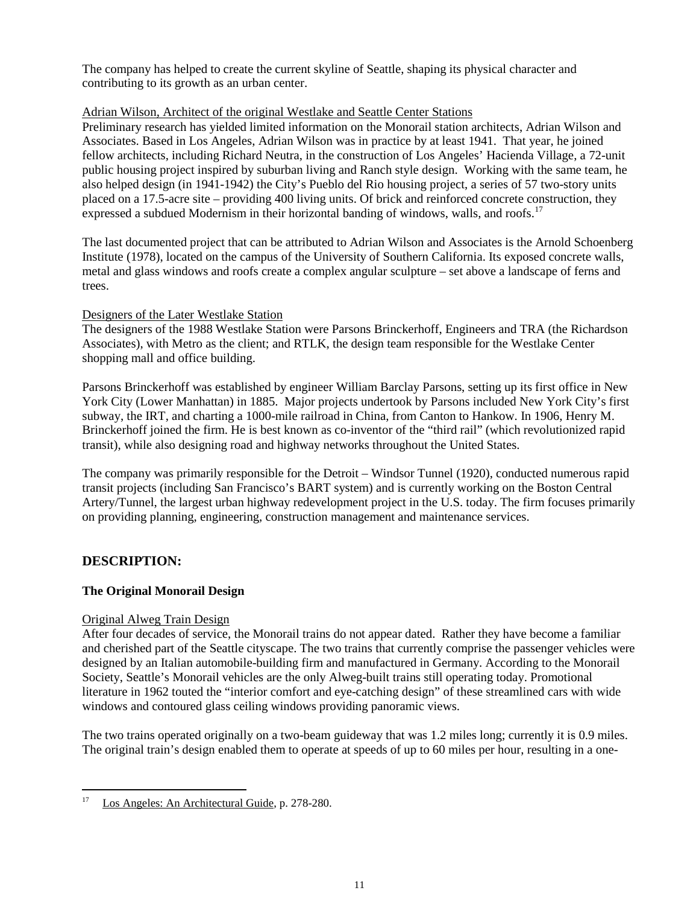The company has helped to create the current skyline of Seattle, shaping its physical character and contributing to its growth as an urban center.

Adrian Wilson, Architect of the original Westlake and Seattle Center Stations

Preliminary research has yielded limited information on the Monorail station architects, Adrian Wilson and Associates. Based in Los Angeles, Adrian Wilson was in practice by at least 1941. That year, he joined fellow architects, including Richard Neutra, in the construction of Los Angeles' Hacienda Village, a 72-unit public housing project inspired by suburban living and Ranch style design. Working with the same team, he also helped design (in 1941-1942) the City's Pueblo del Rio housing project, a series of 57 two-story units placed on a 17.5-acre site – providing 400 living units. Of brick and reinforced concrete construction, they expressed a subdued Modernism in their horizontal banding of windows, walls, and roofs.[17]

The last documented project that can be attributed to Adrian Wilson and Associates is the Arnold Schoenberg Institute (1978), located on the campus of the University of Southern California. Its exposed concrete walls, metal and glass windows and roofs create a complex angular sculpture – set above a landscape of ferns and trees.

Designers of the Later Westlake Station

The designers of the 1988 Westlake Station were Parsons Brinckerhoff, Engineers and TRA (the Richardson Associates), with Metro as the client; and RTLK, the design team responsible for the Westlake Center shopping mall and office building.

Parsons Brinckerhoff was established by engineer William Barclay Parsons, setting up its first office in New York City (Lower Manhattan) in 1885. Major projects undertook by Parsons included New York City's first subway, the IRT, and charting a 1000-mile railroad in China, from Canton to Hankow. In 1906, Henry M. Brinckerhoff joined the firm. He is best known as co-inventor of the "third rail" (which revolutionized rapid transit), while also designing road and highway networks throughout the United States.

The company was primarily responsible for the Detroit – Windsor Tunnel (1920), conducted numerous rapid transit projects (including San Francisco's BART system) and is currently working on the Boston Central Artery/Tunnel, the largest urban highway redevelopment project in the U.S. today. The firm focuses primarily on providing planning, engineering, construction management and maintenance services.

## DESCRIPTION:

### The Original Monorail Design

Original Alweg Train Design

After four decades of service, the Monorail trains do not appear dated. Rather they have become a familiar and cherished part of the Seattle cityscape. The two trains that currently comprise the passenger vehicles were designed by an Italian automobile-building firm and manufactured in Germany. According to the Monorail Society, Seattle's Monorail vehicles are the only Alweg-built trains still operating today. Promotional literature in 1962 touted the "interior comfort and eye-catching design" of these streamlined cars with wide windows and contoured glass ceiling windows providing panoramic views.

The two trains operated originally on a two-beam guideway that was 1.2 miles long; currently it is 0.9 miles. The original train's design enabled them to operate at speeds of up to 60 miles per hour, resulting in a one-

[17] Los Angeles: An Architectural Guide, p. 278-280.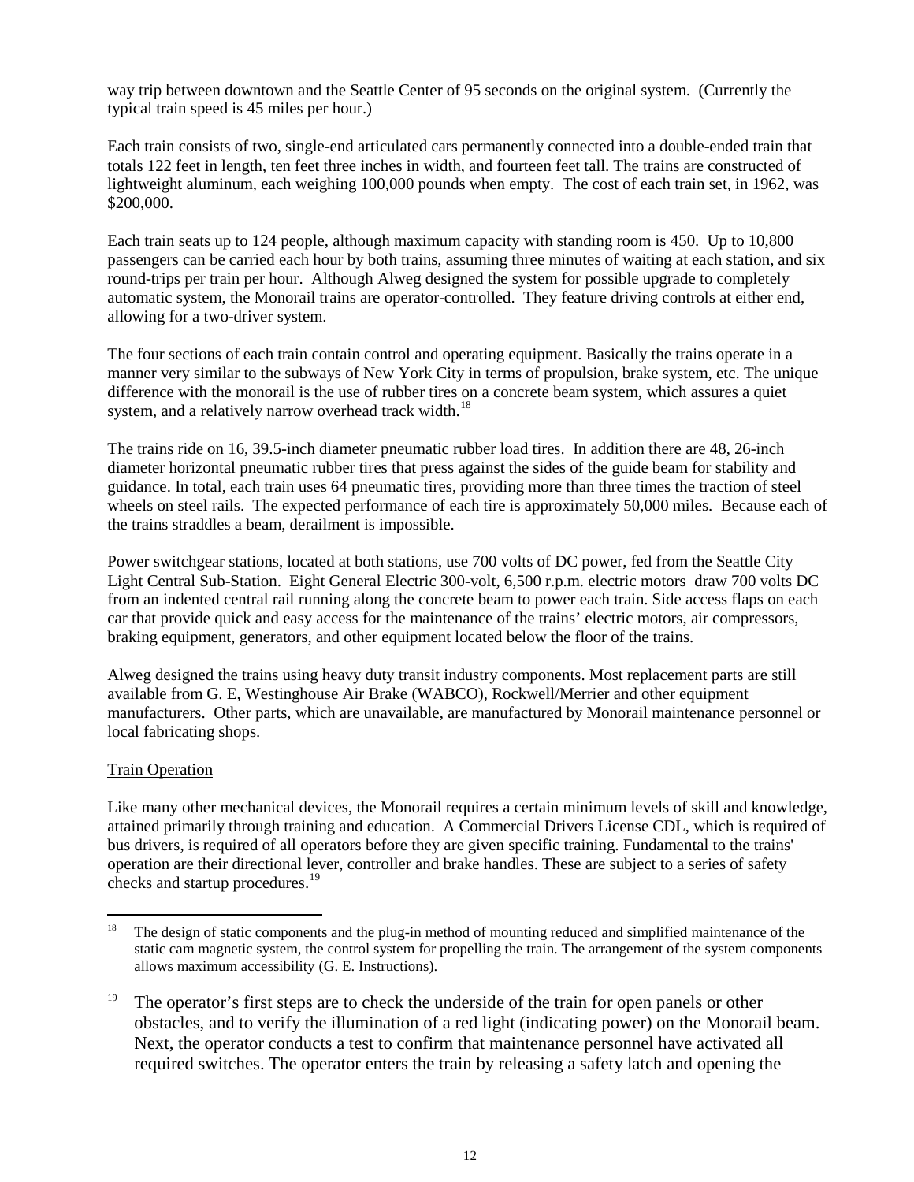way trip between downtown and the Seattle Center of 95 seconds on the original system. (Currently the typical train speed is 45 miles per hour.)

Each train consists of two, single-end articulated cars permanently connected into a double-ended train that totals 122 feet in length, ten feet three inches in width, and fourteen feet tall. The trains are constructed of lightweight aluminum, each weighing 100,000 pounds when empty. The cost of each train set, in 1962, was $200,000.

Each train seats up to 124 people, although maximum capacity with standing room is 450. Up to 10,800 passengers can be carried each hour by both trains, assuming three minutes of waiting at each station, and six round-trips per train per hour. Although Alweg designed the system for possible upgrade to completely automatic system, the Monorail trains are operator-controlled. They feature driving controls at either end, allowing for a two-driver system.

The four sections of each train contain control and operating equipment. Basically the trains operate in a manner very similar to the subways of New York City in terms of propulsion, brake system, etc. The unique difference with the monorail is the use of rubber tires on a concrete beam system, which assures a quiet system, and a relatively narrow overhead track width.[18]

The trains ride on 16, 39.5-inch diameter pneumatic rubber load tires. In addition there are 48, 26-inch diameter horizontal pneumatic rubber tires that press against the sides of the guide beam for stability and guidance. In total, each train uses 64 pneumatic tires, providing more than three times the traction of steel wheels on steel rails. The expected performance of each tire is approximately 50,000 miles. Because each of the trains straddles a beam, derailment is impossible.

Power switchgear stations, located at both stations, use 700 volts of DC power, fed from the Seattle City Light Central Sub-Station. Eight General Electric 300-volt, 6,500 r.p.m. electric motors draw 700 volts DC from an indented central rail running along the concrete beam to power each train. Side access flaps on each car that provide quick and easy access for the maintenance of the trains' electric motors, air compressors, braking equipment, generators, and other equipment located below the floor of the trains.

Alweg designed the trains using heavy duty transit industry components. Most replacement parts are still available from G. E, Westinghouse Air Brake (WABCO), Rockwell/Merrier and other equipment manufacturers. Other parts, which are unavailable, are manufactured by Monorail maintenance personnel or local fabricating shops.

Train Operation

Like many other mechanical devices, the Monorail requires a certain minimum levels of skill and knowledge, attained primarily through training and education. A Commercial Drivers License CDL, which is required of bus drivers, is required of all operators before they are given specific training. Fundamental to the trains' operation are their directional lever, controller and brake handles. These are subject to a series of safety checks and startup procedures.[19]

---

[18] The design of static components and the plug-in method of mounting reduced and simplified maintenance of the static cam magnetic system, the control system for propelling the train. The arrangement of the system components allows maximum accessibility (G. E. Instructions).

[19] The operator's first steps are to check the underside of the train for open panels or other obstacles, and to verify the illumination of a red light (indicating power) on the Monorail beam. Next, the operator conducts a test to confirm that maintenance personnel have activated all required switches. The operator enters the train by releasing a safety latch and opening the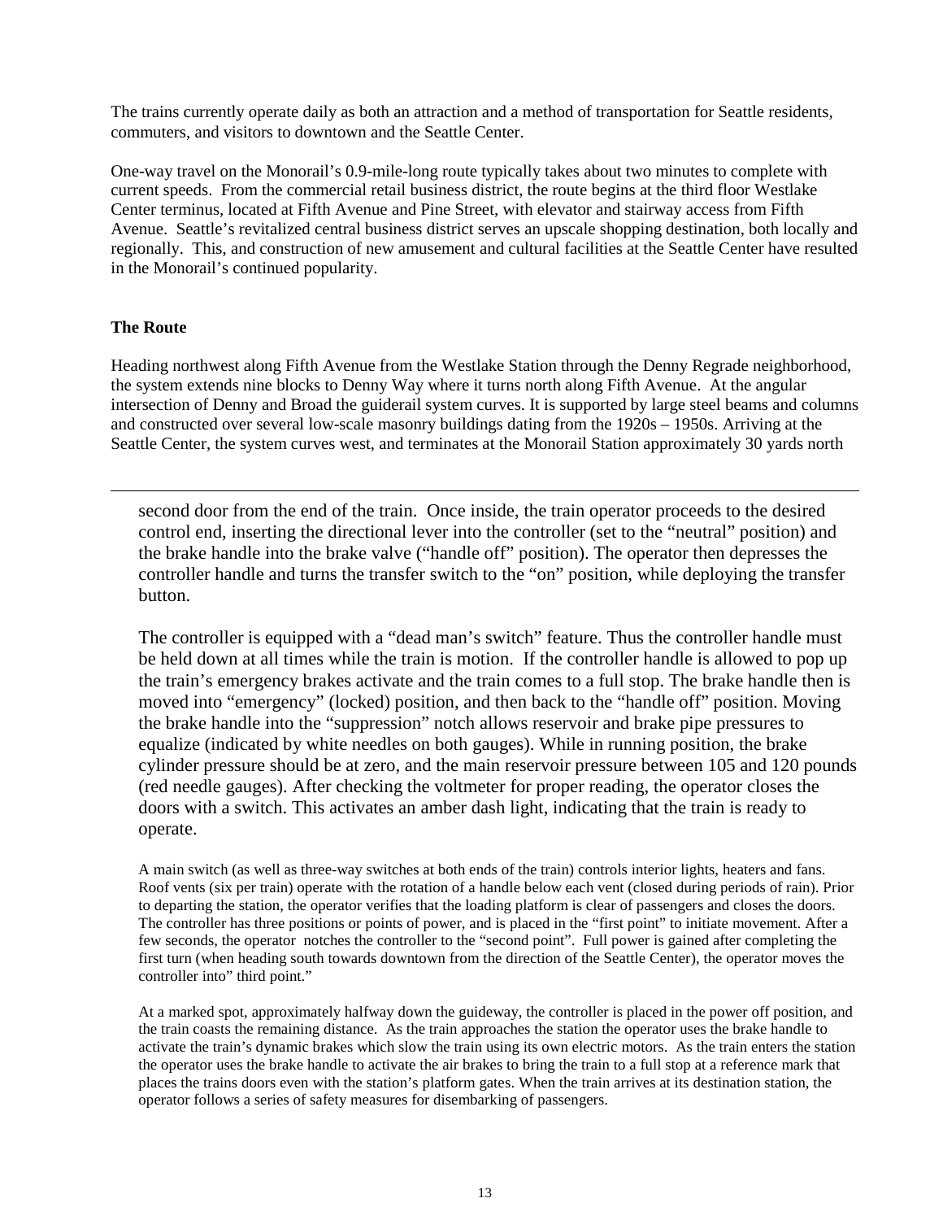The trains currently operate daily as both an attraction and a method of transportation for Seattle residents, commuters, and visitors to downtown and the Seattle Center.

One-way travel on the Monorail's 0.9-mile-long route typically takes about two minutes to complete with current speeds. From the commercial retail business district, the route begins at the third floor Westlake Center terminus, located at Fifth Avenue and Pine Street, with elevator and stairway access from Fifth Avenue. Seattle's revitalized central business district serves an upscale shopping destination, both locally and regionally. This, and construction of new amusement and cultural facilities at the Seattle Center have resulted in the Monorail's continued popularity.

**The Route**

Heading northwest along Fifth Avenue from the Westlake Station through the Denny Regrade neighborhood, the system extends nine blocks to Denny Way where it turns north along Fifth Avenue. At the angular intersection of Denny and Broad the guiderail system curves. It is supported by large steel beams and columns and constructed over several low-scale masonry buildings dating from the 1920s – 1950s. Arriving at the Seattle Center, the system curves west, and terminates at the Monorail Station approximately 30 yards north

---

second door from the end of the train. Once inside, the train operator proceeds to the desired control end, inserting the directional lever into the controller (set to the "neutral" position) and the brake handle into the brake valve ("handle off" position). The operator then depresses the controller handle and turns the transfer switch to the "on" position, while deploying the transfer button.

The controller is equipped with a "dead man's switch" feature. Thus the controller handle must be held down at all times while the train is motion. If the controller handle is allowed to pop up the train's emergency brakes activate and the train comes to a full stop. The brake handle then is moved into "emergency" (locked) position, and then back to the "handle off" position. Moving the brake handle into the "suppression" notch allows reservoir and brake pipe pressures to equalize (indicated by white needles on both gauges). While in running position, the brake cylinder pressure should be at zero, and the main reservoir pressure between 105 and 120 pounds (red needle gauges). After checking the voltmeter for proper reading, the operator closes the doors with a switch. This activates an amber dash light, indicating that the train is ready to operate.

A main switch (as well as three-way switches at both ends of the train) controls interior lights, heaters and fans. Roof vents (six per train) operate with the rotation of a handle below each vent (closed during periods of rain). Prior to departing the station, the operator verifies that the loading platform is clear of passengers and closes the doors. The controller has three positions or points of power, and is placed in the "first point" to initiate movement. After a few seconds, the operator notches the controller to the "second point". Full power is gained after completing the first turn (when heading south towards downtown from the direction of the Seattle Center), the operator moves the controller into" third point."

At a marked spot, approximately halfway down the guideway, the controller is placed in the power off position, and the train coasts the remaining distance. As the train approaches the station the operator uses the brake handle to activate the train's dynamic brakes which slow the train using its own electric motors. As the train enters the station the operator uses the brake handle to activate the air brakes to bring the train to a full stop at a reference mark that places the trains doors even with the station's platform gates. When the train arrives at its destination station, the operator follows a series of safety measures for disembarking of passengers.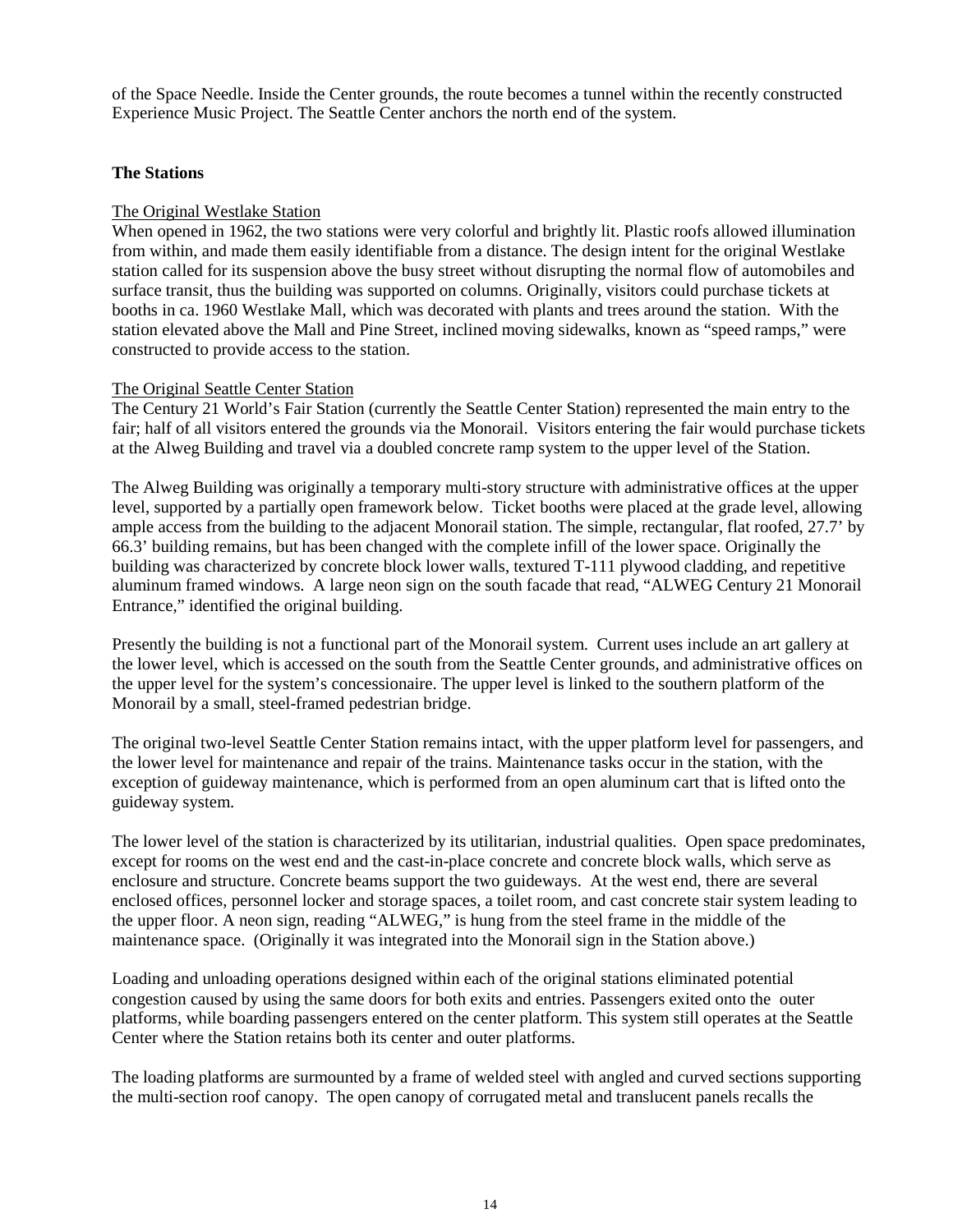of the Space Needle. Inside the Center grounds, the route becomes a tunnel within the recently constructed Experience Music Project. The Seattle Center anchors the north end of the system.

### The Stations

<u>The Original Westlake Station</u>

When opened in 1962, the two stations were very colorful and brightly lit. Plastic roofs allowed illumination from within, and made them easily identifiable from a distance. The design intent for the original Westlake station called for its suspension above the busy street without disrupting the normal flow of automobiles and surface transit, thus the building was supported on columns. Originally, visitors could purchase tickets at booths in ca. 1960 Westlake Mall, which was decorated with plants and trees around the station. With the station elevated above the Mall and Pine Street, inclined moving sidewalks, known as "speed ramps," were constructed to provide access to the station.

<u>The Original Seattle Center Station</u>

The Century 21 World's Fair Station (currently the Seattle Center Station) represented the main entry to the fair; half of all visitors entered the grounds via the Monorail. Visitors entering the fair would purchase tickets at the Alweg Building and travel via a doubled concrete ramp system to the upper level of the Station.

The Alweg Building was originally a temporary multi-story structure with administrative offices at the upper level, supported by a partially open framework below. Ticket booths were placed at the grade level, allowing ample access from the building to the adjacent Monorail station. The simple, rectangular, flat roofed, 27.7' by 66.3' building remains, but has been changed with the complete infill of the lower space. Originally the building was characterized by concrete block lower walls, textured T-111 plywood cladding, and repetitive aluminum framed windows. A large neon sign on the south facade that read, "ALWEG Century 21 Monorail Entrance," identified the original building.

Presently the building is not a functional part of the Monorail system. Current uses include an art gallery at the lower level, which is accessed on the south from the Seattle Center grounds, and administrative offices on the upper level for the system's concessionaire. The upper level is linked to the southern platform of the Monorail by a small, steel-framed pedestrian bridge.

The original two-level Seattle Center Station remains intact, with the upper platform level for passengers, and the lower level for maintenance and repair of the trains. Maintenance tasks occur in the station, with the exception of guideway maintenance, which is performed from an open aluminum cart that is lifted onto the guideway system.

The lower level of the station is characterized by its utilitarian, industrial qualities. Open space predominates, except for rooms on the west end and the cast-in-place concrete and concrete block walls, which serve as enclosure and structure. Concrete beams support the two guideways. At the west end, there are several enclosed offices, personnel locker and storage spaces, a toilet room, and cast concrete stair system leading to the upper floor. A neon sign, reading "ALWEG," is hung from the steel frame in the middle of the maintenance space. (Originally it was integrated into the Monorail sign in the Station above.)

Loading and unloading operations designed within each of the original stations eliminated potential congestion caused by using the same doors for both exits and entries. Passengers exited onto the outer platforms, while boarding passengers entered on the center platform. This system still operates at the Seattle Center where the Station retains both its center and outer platforms.

The loading platforms are surmounted by a frame of welded steel with angled and curved sections supporting the multi-section roof canopy. The open canopy of corrugated metal and translucent panels recalls the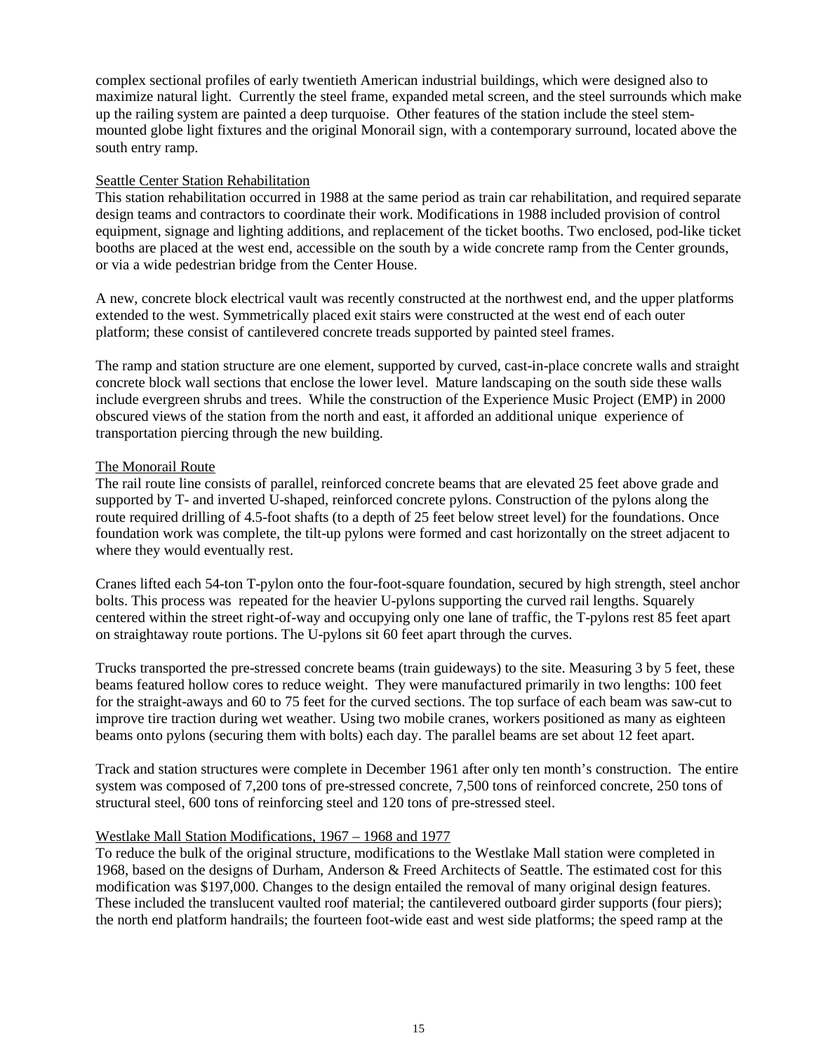complex sectional profiles of early twentieth American industrial buildings, which were designed also to maximize natural light. Currently the steel frame, expanded metal screen, and the steel surrounds which make up the railing system are painted a deep turquoise. Other features of the station include the steel stem-mounted globe light fixtures and the original Monorail sign, with a contemporary surround, located above the south entry ramp.

### Seattle Center Station Rehabilitation

This station rehabilitation occurred in 1988 at the same period as train car rehabilitation, and required separate design teams and contractors to coordinate their work. Modifications in 1988 included provision of control equipment, signage and lighting additions, and replacement of the ticket booths. Two enclosed, pod-like ticket booths are placed at the west end, accessible on the south by a wide concrete ramp from the Center grounds, or via a wide pedestrian bridge from the Center House.

A new, concrete block electrical vault was recently constructed at the northwest end, and the upper platforms extended to the west. Symmetrically placed exit stairs were constructed at the west end of each outer platform; these consist of cantilevered concrete treads supported by painted steel frames.

The ramp and station structure are one element, supported by curved, cast-in-place concrete walls and straight concrete block wall sections that enclose the lower level. Mature landscaping on the south side these walls include evergreen shrubs and trees. While the construction of the Experience Music Project (EMP) in 2000 obscured views of the station from the north and east, it afforded an additional unique experience of transportation piercing through the new building.

### The Monorail Route

The rail route line consists of parallel, reinforced concrete beams that are elevated 25 feet above grade and supported by T- and inverted U-shaped, reinforced concrete pylons. Construction of the pylons along the route required drilling of 4.5-foot shafts (to a depth of 25 feet below street level) for the foundations. Once foundation work was complete, the tilt-up pylons were formed and cast horizontally on the street adjacent to where they would eventually rest.

Cranes lifted each 54-ton T-pylon onto the four-foot-square foundation, secured by high strength, steel anchor bolts. This process was repeated for the heavier U-pylons supporting the curved rail lengths. Squarely centered within the street right-of-way and occupying only one lane of traffic, the T-pylons rest 85 feet apart on straightaway route portions. The U-pylons sit 60 feet apart through the curves.

Trucks transported the pre-stressed concrete beams (train guideways) to the site. Measuring 3 by 5 feet, these beams featured hollow cores to reduce weight. They were manufactured primarily in two lengths: 100 feet for the straight-aways and 60 to 75 feet for the curved sections. The top surface of each beam was saw-cut to improve tire traction during wet weather. Using two mobile cranes, workers positioned as many as eighteen beams onto pylons (securing them with bolts) each day. The parallel beams are set about 12 feet apart.

Track and station structures were complete in December 1961 after only ten month's construction. The entire system was composed of 7,200 tons of pre-stressed concrete, 7,500 tons of reinforced concrete, 250 tons of structural steel, 600 tons of reinforcing steel and 120 tons of pre-stressed steel.

### Westlake Mall Station Modifications, 1967 – 1968 and 1977

To reduce the bulk of the original structure, modifications to the Westlake Mall station were completed in 1968, based on the designs of Durham, Anderson & Freed Architects of Seattle. The estimated cost for this modification was $197,000. Changes to the design entailed the removal of many original design features. These included the translucent vaulted roof material; the cantilevered outboard girder supports (four piers); the north end platform handrails; the fourteen foot-wide east and west side platforms; the speed ramp at the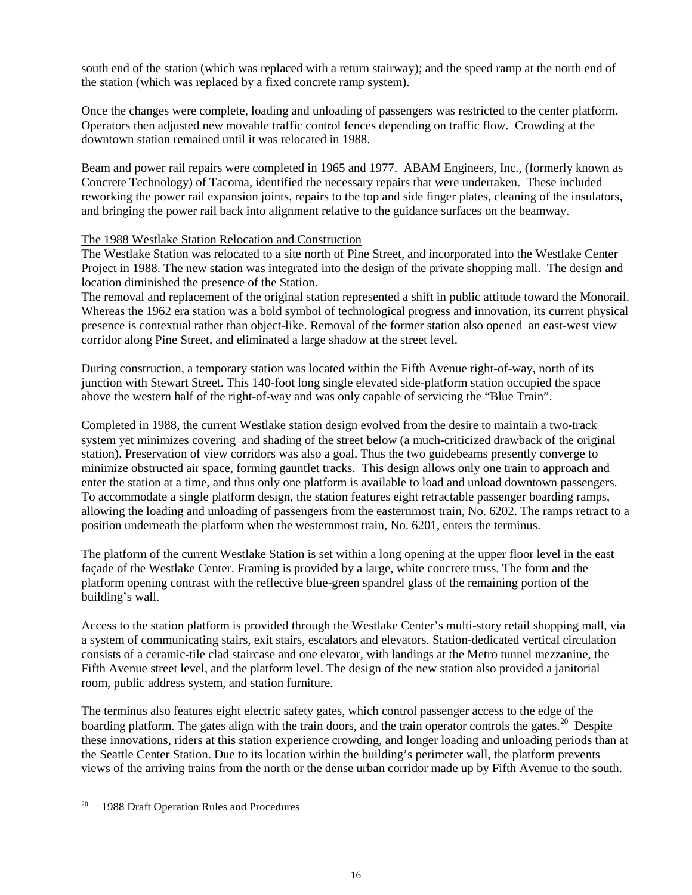south end of the station (which was replaced with a return stairway); and the speed ramp at the north end of the station (which was replaced by a fixed concrete ramp system).

Once the changes were complete, loading and unloading of passengers was restricted to the center platform. Operators then adjusted new movable traffic control fences depending on traffic flow. Crowding at the downtown station remained until it was relocated in 1988.

Beam and power rail repairs were completed in 1965 and 1977. ABAM Engineers, Inc., (formerly known as Concrete Technology) of Tacoma, identified the necessary repairs that were undertaken. These included reworking the power rail expansion joints, repairs to the top and side finger plates, cleaning of the insulators, and bringing the power rail back into alignment relative to the guidance surfaces on the beamway.

<u>The 1988 Westlake Station Relocation and Construction</u>

The Westlake Station was relocated to a site north of Pine Street, and incorporated into the Westlake Center Project in 1988. The new station was integrated into the design of the private shopping mall. The design and location diminished the presence of the Station.

The removal and replacement of the original station represented a shift in public attitude toward the Monorail. Whereas the 1962 era station was a bold symbol of technological progress and innovation, its current physical presence is contextual rather than object-like. Removal of the former station also opened an east-west view corridor along Pine Street, and eliminated a large shadow at the street level.

During construction, a temporary station was located within the Fifth Avenue right-of-way, north of its junction with Stewart Street. This 140-foot long single elevated side-platform station occupied the space above the western half of the right-of-way and was only capable of servicing the "Blue Train".

Completed in 1988, the current Westlake station design evolved from the desire to maintain a two-track system yet minimizes covering and shading of the street below (a much-criticized drawback of the original station). Preservation of view corridors was also a goal. Thus the two guidebeams presently converge to minimize obstructed air space, forming gauntlet tracks. This design allows only one train to approach and enter the station at a time, and thus only one platform is available to load and unload downtown passengers. To accommodate a single platform design, the station features eight retractable passenger boarding ramps, allowing the loading and unloading of passengers from the easternmost train, No. 6202. The ramps retract to a position underneath the platform when the westernmost train, No. 6201, enters the terminus.

The platform of the current Westlake Station is set within a long opening at the upper floor level in the east façade of the Westlake Center. Framing is provided by a large, white concrete truss. The form and the platform opening contrast with the reflective blue-green spandrel glass of the remaining portion of the building's wall.

Access to the station platform is provided through the Westlake Center's multi-story retail shopping mall, via a system of communicating stairs, exit stairs, escalators and elevators. Station-dedicated vertical circulation consists of a ceramic-tile clad staircase and one elevator, with landings at the Metro tunnel mezzanine, the Fifth Avenue street level, and the platform level. The design of the new station also provided a janitorial room, public address system, and station furniture.

The terminus also features eight electric safety gates, which control passenger access to the edge of the boarding platform. The gates align with the train doors, and the train operator controls the gates.[20] Despite these innovations, riders at this station experience crowding, and longer loading and unloading periods than at the Seattle Center Station. Due to its location within the building's perimeter wall, the platform prevents views of the arriving trains from the north or the dense urban corridor made up by Fifth Avenue to the south.

[20] 1988 Draft Operation Rules and Procedures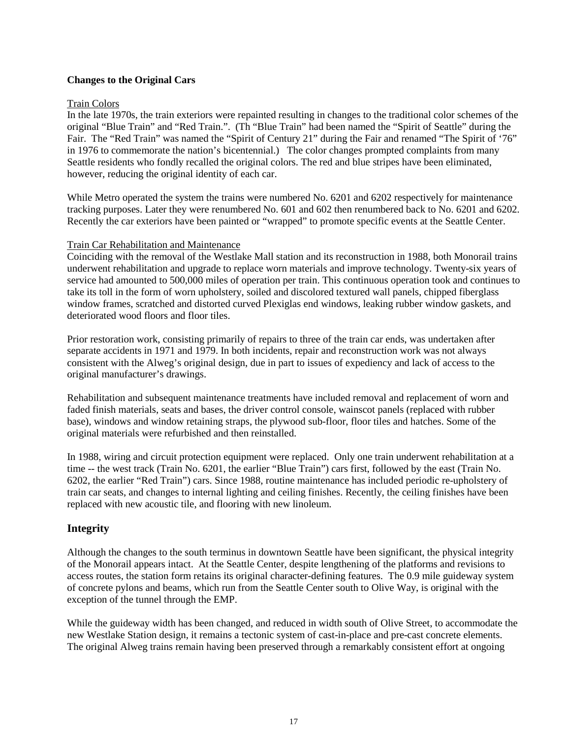**Changes to the Original Cars**

Train Colors

In the late 1970s, the train exteriors were repainted resulting in changes to the traditional color schemes of the original "Blue Train" and "Red Train.". (Th "Blue Train" had been named the "Spirit of Seattle" during the Fair. The "Red Train" was named the "Spirit of Century 21" during the Fair and renamed "The Spirit of '76" in 1976 to commemorate the nation's bicentennial.) The color changes prompted complaints from many Seattle residents who fondly recalled the original colors. The red and blue stripes have been eliminated, however, reducing the original identity of each car.

While Metro operated the system the trains were numbered No. 6201 and 6202 respectively for maintenance tracking purposes. Later they were renumbered No. 601 and 602 then renumbered back to No. 6201 and 6202. Recently the car exteriors have been painted or "wrapped" to promote specific events at the Seattle Center.

Train Car Rehabilitation and Maintenance

Coinciding with the removal of the Westlake Mall station and its reconstruction in 1988, both Monorail trains underwent rehabilitation and upgrade to replace worn materials and improve technology. Twenty-six years of service had amounted to 500,000 miles of operation per train. This continuous operation took and continues to take its toll in the form of worn upholstery, soiled and discolored textured wall panels, chipped fiberglass window frames, scratched and distorted curved Plexiglas end windows, leaking rubber window gaskets, and deteriorated wood floors and floor tiles.

Prior restoration work, consisting primarily of repairs to three of the train car ends, was undertaken after separate accidents in 1971 and 1979. In both incidents, repair and reconstruction work was not always consistent with the Alweg's original design, due in part to issues of expediency and lack of access to the original manufacturer's drawings.

Rehabilitation and subsequent maintenance treatments have included removal and replacement of worn and faded finish materials, seats and bases, the driver control console, wainscot panels (replaced with rubber base), windows and window retaining straps, the plywood sub-floor, floor tiles and hatches. Some of the original materials were refurbished and then reinstalled.

In 1988, wiring and circuit protection equipment were replaced. Only one train underwent rehabilitation at a time -- the west track (Train No. 6201, the earlier "Blue Train") cars first, followed by the east (Train No. 6202, the earlier "Red Train") cars. Since 1988, routine maintenance has included periodic re-upholstery of train car seats, and changes to internal lighting and ceiling finishes. Recently, the ceiling finishes have been replaced with new acoustic tile, and flooring with new linoleum.

## Integrity

Although the changes to the south terminus in downtown Seattle have been significant, the physical integrity of the Monorail appears intact. At the Seattle Center, despite lengthening of the platforms and revisions to access routes, the station form retains its original character-defining features. The 0.9 mile guideway system of concrete pylons and beams, which run from the Seattle Center south to Olive Way, is original with the exception of the tunnel through the EMP.

While the guideway width has been changed, and reduced in width south of Olive Street, to accommodate the new Westlake Station design, it remains a tectonic system of cast-in-place and pre-cast concrete elements. The original Alweg trains remain having been preserved through a remarkably consistent effort at ongoing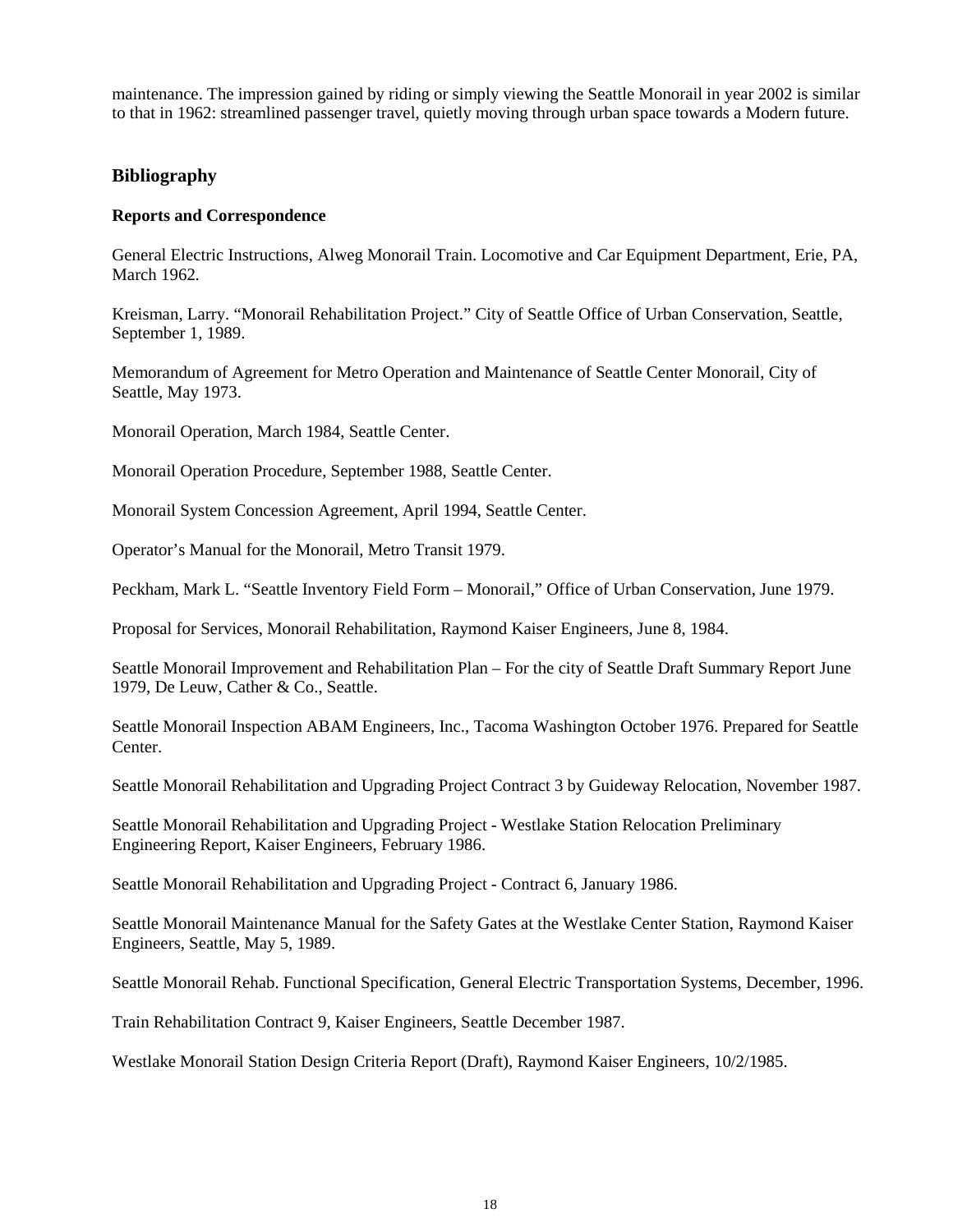maintenance. The impression gained by riding or simply viewing the Seattle Monorail in year 2002 is similar to that in 1962: streamlined passenger travel, quietly moving through urban space towards a Modern future.

## Bibliography

### Reports and Correspondence

General Electric Instructions, Alweg Monorail Train. Locomotive and Car Equipment Department, Erie, PA, March 1962.

Kreisman, Larry. "Monorail Rehabilitation Project." City of Seattle Office of Urban Conservation, Seattle, September 1, 1989.

Memorandum of Agreement for Metro Operation and Maintenance of Seattle Center Monorail, City of Seattle, May 1973.

Monorail Operation, March 1984, Seattle Center.

Monorail Operation Procedure, September 1988, Seattle Center.

Monorail System Concession Agreement, April 1994, Seattle Center.

Operator's Manual for the Monorail, Metro Transit 1979.

Peckham, Mark L. "Seattle Inventory Field Form – Monorail," Office of Urban Conservation, June 1979.

Proposal for Services, Monorail Rehabilitation, Raymond Kaiser Engineers, June 8, 1984.

Seattle Monorail Improvement and Rehabilitation Plan – For the city of Seattle Draft Summary Report June 1979, De Leuw, Cather & Co., Seattle.

Seattle Monorail Inspection ABAM Engineers, Inc., Tacoma Washington October 1976. Prepared for Seattle Center.

Seattle Monorail Rehabilitation and Upgrading Project Contract 3 by Guideway Relocation, November 1987.

Seattle Monorail Rehabilitation and Upgrading Project - Westlake Station Relocation Preliminary Engineering Report, Kaiser Engineers, February 1986.

Seattle Monorail Rehabilitation and Upgrading Project - Contract 6, January 1986.

Seattle Monorail Maintenance Manual for the Safety Gates at the Westlake Center Station, Raymond Kaiser Engineers, Seattle, May 5, 1989.

Seattle Monorail Rehab. Functional Specification, General Electric Transportation Systems, December, 1996.

Train Rehabilitation Contract 9, Kaiser Engineers, Seattle December 1987.

Westlake Monorail Station Design Criteria Report (Draft), Raymond Kaiser Engineers, 10/2/1985.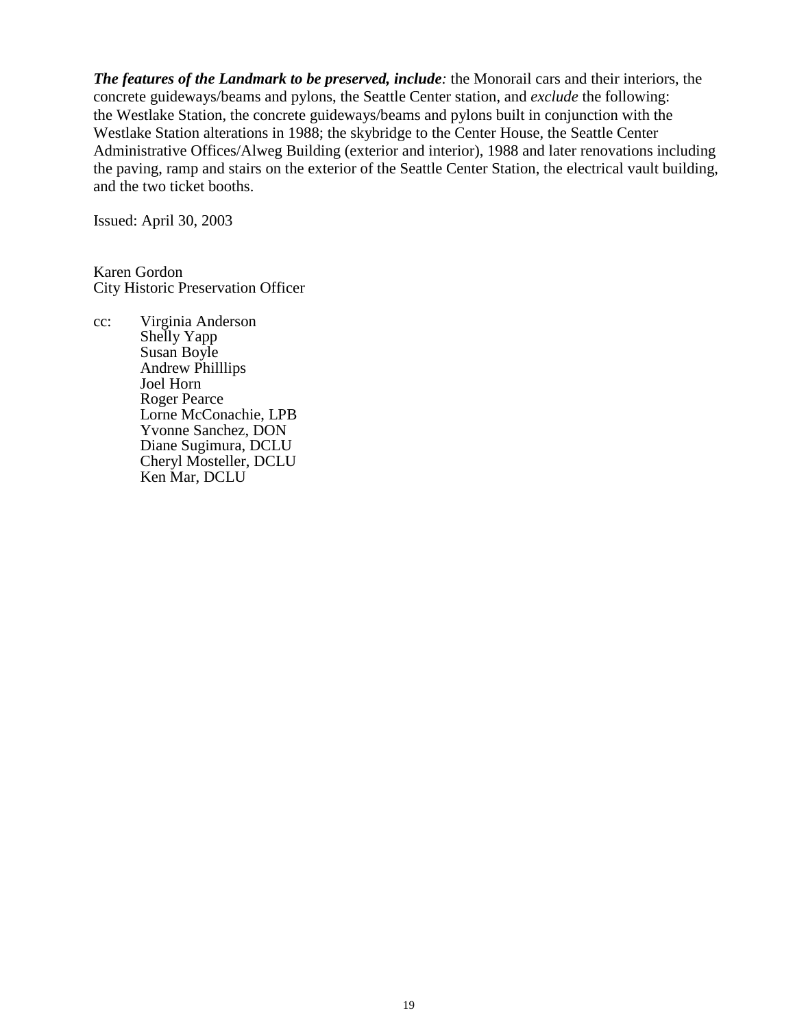***The features of the Landmark to be preserved, include****:* the Monorail cars and their interiors, the concrete guideways/beams and pylons, the Seattle Center station, and *exclude* the following: the Westlake Station, the concrete guideways/beams and pylons built in conjunction with the Westlake Station alterations in 1988; the skybridge to the Center House, the Seattle Center Administrative Offices/Alweg Building (exterior and interior), 1988 and later renovations including the paving, ramp and stairs on the exterior of the Seattle Center Station, the electrical vault building, and the two ticket booths.

Issued: April 30, 2003

Karen Gordon
City Historic Preservation Officer

cc: Virginia Anderson
Shelly Yapp
Susan Boyle
Andrew Philllips
Joel Horn
Roger Pearce
Lorne McConachie, LPB
Yvonne Sanchez, DON
Diane Sugimura, DCLU
Cheryl Mosteller, DCLU
Ken Mar, DCLU